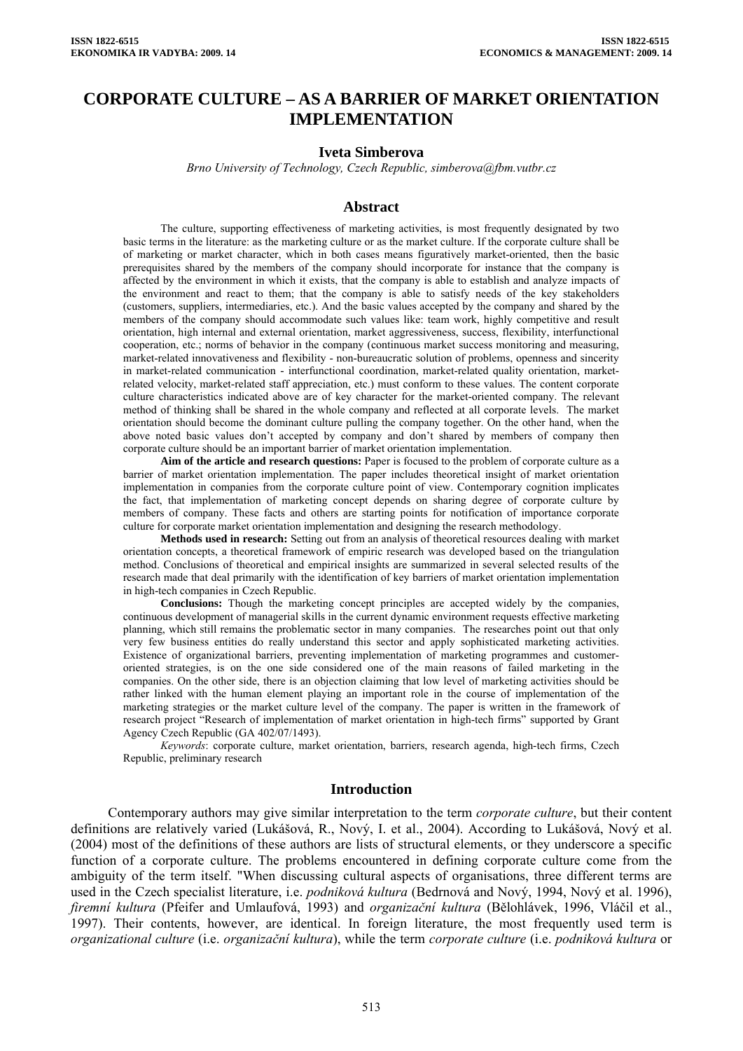# CORPORATE CULTURE – AS A BARRIER OF MARKET ORIENTATION IMPLEMENTATION

**Iveta Simberova**

*Brno University of Technology, Czech Republic, simberova@fbm.vutbr.cz*

## Abstract

The culture, supporting effectiveness of marketing activities, is most frequently designated by two basic terms in the literature: as the marketing culture or as the market culture. If the corporate culture shall be of marketing or market character, which in both cases means figuratively market-oriented, then the basic prerequisites shared by the members of the company should incorporate for instance that the company is affected by the environment in which it exists, that the company is able to establish and analyze impacts of the environment and react to them; that the company is able to satisfy needs of the key stakeholders (customers, suppliers, intermediaries, etc.). And the basic values accepted by the company and shared by the members of the company should accommodate such values like: team work, highly competitive and result orientation, high internal and external orientation, market aggressiveness, success, flexibility, interfunctional cooperation, etc.; norms of behavior in the company (continuous market success monitoring and measuring, market-related innovativeness and flexibility - non-bureaucratic solution of problems, openness and sincerity in market-related communication - interfunctional coordination, market-related quality orientation, market-related velocity, market-related staff appreciation, etc.) must conform to these values. The content corporate culture characteristics indicated above are of key character for the market-oriented company. The relevant method of thinking shall be shared in the whole company and reflected at all corporate levels. The market orientation should become the dominant culture pulling the company together. On the other hand, when the above noted basic values don't accepted by company and don't shared by members of company then corporate culture should be an important barrier of market orientation implementation.

**Aim of the article and research questions:** Paper is focused to the problem of corporate culture as a barrier of market orientation implementation. The paper includes theoretical insight of market orientation implementation in companies from the corporate culture point of view. Contemporary cognition implicates the fact, that implementation of marketing concept depends on sharing degree of corporate culture by members of company. These facts and others are starting points for notification of importance corporate culture for corporate market orientation implementation and designing the research methodology.

**Methods used in research:** Setting out from an analysis of theoretical resources dealing with market orientation concepts, a theoretical framework of empiric research was developed based on the triangulation method. Conclusions of theoretical and empirical insights are summarized in several selected results of the research made that deal primarily with the identification of key barriers of market orientation implementation in high-tech companies in Czech Republic.

**Conclusions:** Though the marketing concept principles are accepted widely by the companies, continuous development of managerial skills in the current dynamic environment requests effective marketing planning, which still remains the problematic sector in many companies. The researches point out that only very few business entities do really understand this sector and apply sophisticated marketing activities. Existence of organizational barriers, preventing implementation of marketing programmes and customer-oriented strategies, is on the one side considered one of the main reasons of failed marketing in the companies. On the other side, there is an objection claiming that low level of marketing activities should be rather linked with the human element playing an important role in the course of implementation of the marketing strategies or the market culture level of the company. The paper is written in the framework of research project "Research of implementation of market orientation in high-tech firms" supported by Grant Agency Czech Republic (GA 402/07/1493).

*Keywords*: corporate culture, market orientation, barriers, research agenda, high-tech firms, Czech Republic, preliminary research

## Introduction

Contemporary authors may give similar interpretation to the term *corporate culture*, but their content definitions are relatively varied (Lukášová, R., Nový, I. et al., 2004). According to Lukášová, Nový et al. (2004) most of the definitions of these authors are lists of structural elements, or they underscore a specific function of a corporate culture. The problems encountered in defining corporate culture come from the ambiguity of the term itself. "When discussing cultural aspects of organisations, three different terms are used in the Czech specialist literature, i.e. *podniková kultura* (Bedrnová and Nový, 1994, Nový et al. 1996), *firemní kultura* (Pfeifer and Umlaufová, 1993) and *organizační kultura* (Bělohlávek, 1996, Vláčil et al., 1997). Their contents, however, are identical. In foreign literature, the most frequently used term is *organizational culture* (i.e. *organizační kultura*), while the term *corporate culture* (i.e. *podniková kultura* or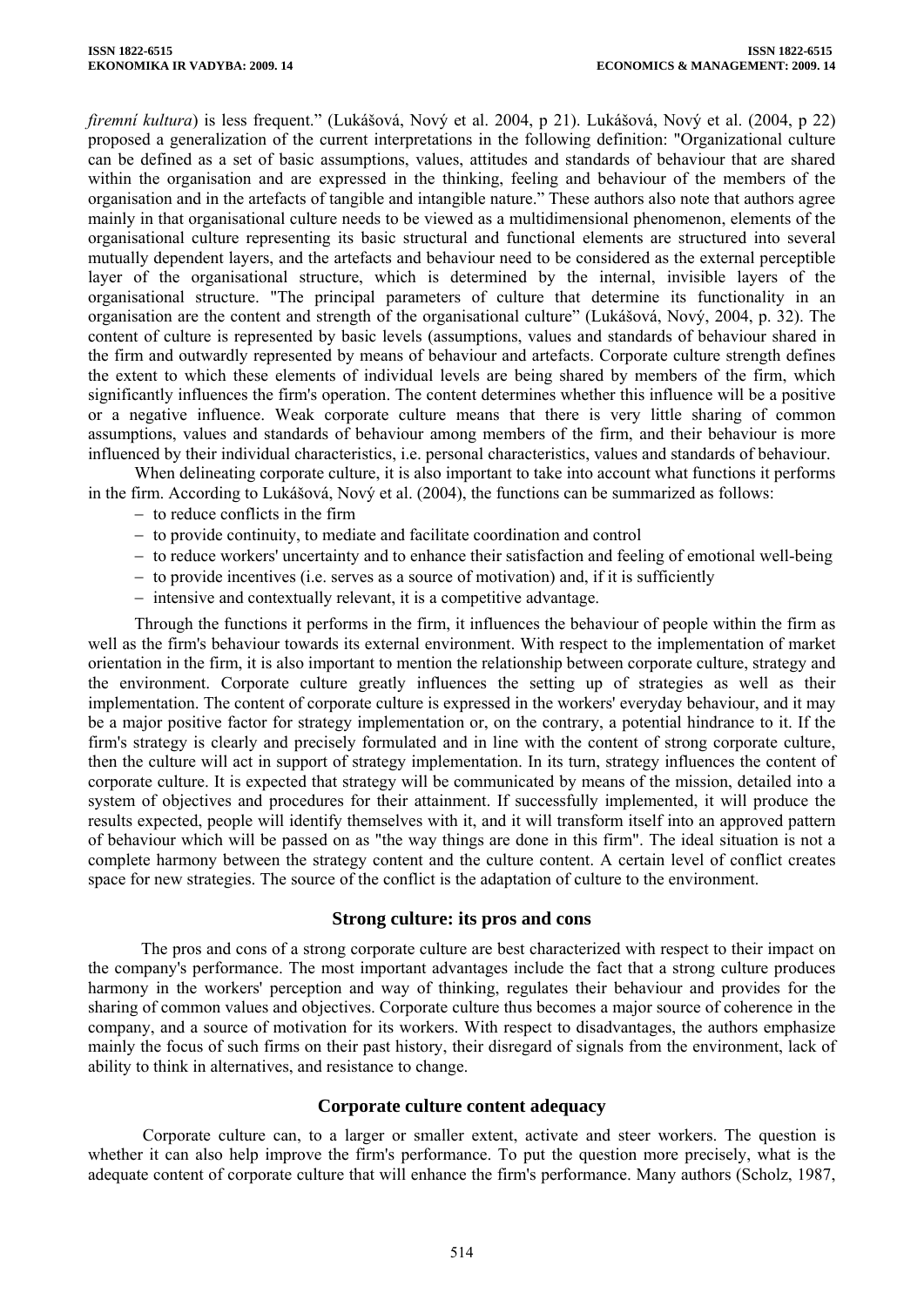*firemní kultura*) is less frequent." (Lukášová, Nový et al. 2004, p 21). Lukášová, Nový et al. (2004, p 22) proposed a generalization of the current interpretations in the following definition: "Organizational culture can be defined as a set of basic assumptions, values, attitudes and standards of behaviour that are shared within the organisation and are expressed in the thinking, feeling and behaviour of the members of the organisation and in the artefacts of tangible and intangible nature." These authors also note that authors agree mainly in that organisational culture needs to be viewed as a multidimensional phenomenon, elements of the organisational culture representing its basic structural and functional elements are structured into several mutually dependent layers, and the artefacts and behaviour need to be considered as the external perceptible layer of the organisational structure, which is determined by the internal, invisible layers of the organisational structure. "The principal parameters of culture that determine its functionality in an organisation are the content and strength of the organisational culture" (Lukášová, Nový, 2004, p. 32). The content of culture is represented by basic levels (assumptions, values and standards of behaviour shared in the firm and outwardly represented by means of behaviour and artefacts. Corporate culture strength defines the extent to which these elements of individual levels are being shared by members of the firm, which significantly influences the firm's operation. The content determines whether this influence will be a positive or a negative influence. Weak corporate culture means that there is very little sharing of common assumptions, values and standards of behaviour among members of the firm, and their behaviour is more influenced by their individual characteristics, i.e. personal characteristics, values and standards of behaviour.

When delineating corporate culture, it is also important to take into account what functions it performs in the firm. According to Lukášová, Nový et al. (2004), the functions can be summarized as follows:

- to reduce conflicts in the firm
- to provide continuity, to mediate and facilitate coordination and control
- to reduce workers' uncertainty and to enhance their satisfaction and feeling of emotional well-being
- to provide incentives (i.e. serves as a source of motivation) and, if it is sufficiently
- intensive and contextually relevant, it is a competitive advantage.

Through the functions it performs in the firm, it influences the behaviour of people within the firm as well as the firm's behaviour towards its external environment. With respect to the implementation of market orientation in the firm, it is also important to mention the relationship between corporate culture, strategy and the environment. Corporate culture greatly influences the setting up of strategies as well as their implementation. The content of corporate culture is expressed in the workers' everyday behaviour, and it may be a major positive factor for strategy implementation or, on the contrary, a potential hindrance to it. If the firm's strategy is clearly and precisely formulated and in line with the content of strong corporate culture, then the culture will act in support of strategy implementation. In its turn, strategy influences the content of corporate culture. It is expected that strategy will be communicated by means of the mission, detailed into a system of objectives and procedures for their attainment. If successfully implemented, it will produce the results expected, people will identify themselves with it, and it will transform itself into an approved pattern of behaviour which will be passed on as "the way things are done in this firm". The ideal situation is not a complete harmony between the strategy content and the culture content. A certain level of conflict creates space for new strategies. The source of the conflict is the adaptation of culture to the environment.

## Strong culture: its pros and cons

The pros and cons of a strong corporate culture are best characterized with respect to their impact on the company's performance. The most important advantages include the fact that a strong culture produces harmony in the workers' perception and way of thinking, regulates their behaviour and provides for the sharing of common values and objectives. Corporate culture thus becomes a major source of coherence in the company, and a source of motivation for its workers. With respect to disadvantages, the authors emphasize mainly the focus of such firms on their past history, their disregard of signals from the environment, lack of ability to think in alternatives, and resistance to change.

## Corporate culture content adequacy

Corporate culture can, to a larger or smaller extent, activate and steer workers. The question is whether it can also help improve the firm's performance. To put the question more precisely, what is the adequate content of corporate culture that will enhance the firm's performance. Many authors (Scholz, 1987,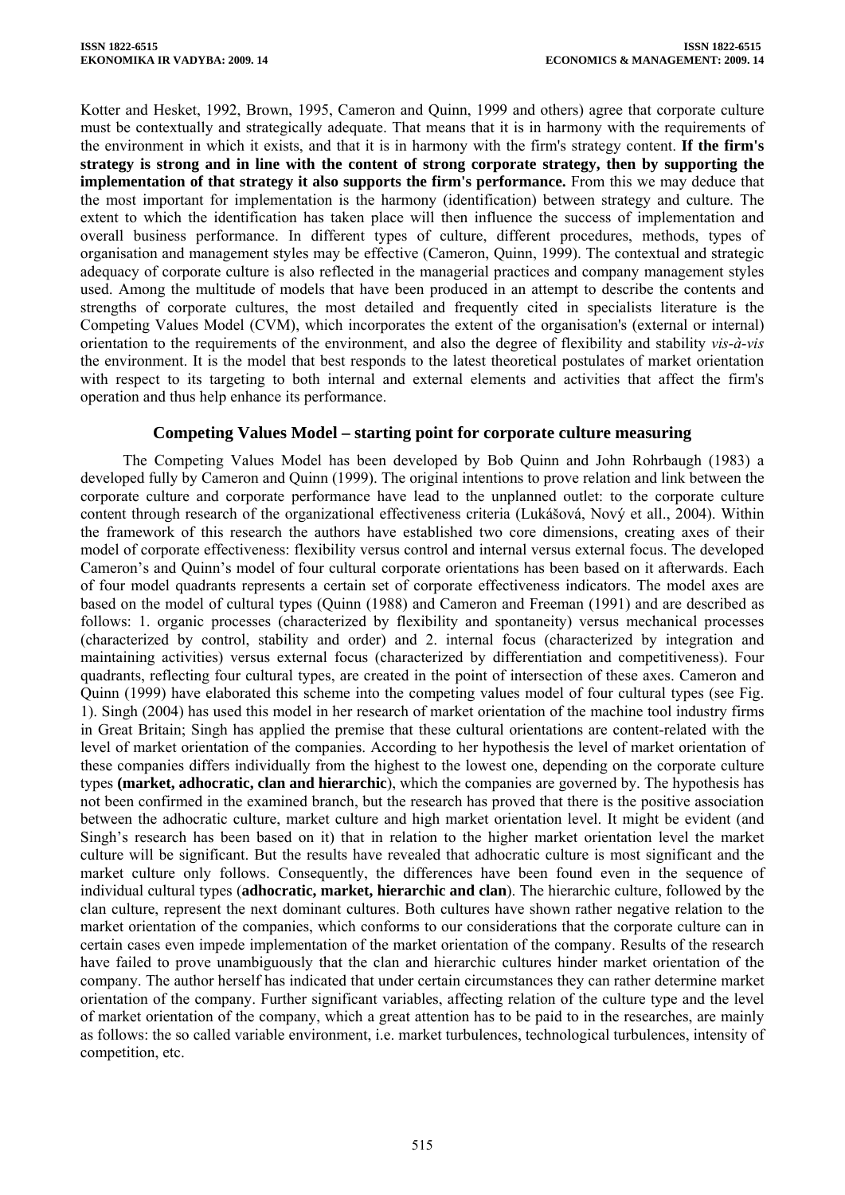Kotter and Hesket, 1992, Brown, 1995, Cameron and Quinn, 1999 and others) agree that corporate culture must be contextually and strategically adequate. That means that it is in harmony with the requirements of the environment in which it exists, and that it is in harmony with the firm's strategy content. **If the firm's strategy is strong and in line with the content of strong corporate strategy, then by supporting the implementation of that strategy it also supports the firm's performance.** From this we may deduce that the most important for implementation is the harmony (identification) between strategy and culture. The extent to which the identification has taken place will then influence the success of implementation and overall business performance. In different types of culture, different procedures, methods, types of organisation and management styles may be effective (Cameron, Quinn, 1999). The contextual and strategic adequacy of corporate culture is also reflected in the managerial practices and company management styles used. Among the multitude of models that have been produced in an attempt to describe the contents and strengths of corporate cultures, the most detailed and frequently cited in specialists literature is the Competing Values Model (CVM), which incorporates the extent of the organisation's (external or internal) orientation to the requirements of the environment, and also the degree of flexibility and stability *vis-à-vis* the environment. It is the model that best responds to the latest theoretical postulates of market orientation with respect to its targeting to both internal and external elements and activities that affect the firm's operation and thus help enhance its performance.

## Competing Values Model – starting point for corporate culture measuring

The Competing Values Model has been developed by Bob Quinn and John Rohrbaugh (1983) a developed fully by Cameron and Quinn (1999). The original intentions to prove relation and link between the corporate culture and corporate performance have lead to the unplanned outlet: to the corporate culture content through research of the organizational effectiveness criteria (Lukášová, Nový et all., 2004). Within the framework of this research the authors have established two core dimensions, creating axes of their model of corporate effectiveness: flexibility versus control and internal versus external focus. The developed Cameron's and Quinn's model of four cultural corporate orientations has been based on it afterwards. Each of four model quadrants represents a certain set of corporate effectiveness indicators. The model axes are based on the model of cultural types (Quinn (1988) and Cameron and Freeman (1991) and are described as follows: 1. organic processes (characterized by flexibility and spontaneity) versus mechanical processes (characterized by control, stability and order) and 2. internal focus (characterized by integration and maintaining activities) versus external focus (characterized by differentiation and competitiveness). Four quadrants, reflecting four cultural types, are created in the point of intersection of these axes. Cameron and Quinn (1999) have elaborated this scheme into the competing values model of four cultural types (see Fig. 1). Singh (2004) has used this model in her research of market orientation of the machine tool industry firms in Great Britain; Singh has applied the premise that these cultural orientations are content-related with the level of market orientation of the companies. According to her hypothesis the level of market orientation of these companies differs individually from the highest to the lowest one, depending on the corporate culture types **(market, adhocratic, clan and hierarchic)**, which the companies are governed by. The hypothesis has not been confirmed in the examined branch, but the research has proved that there is the positive association between the adhocratic culture, market culture and high market orientation level. It might be evident (and Singh's research has been based on it) that in relation to the higher market orientation level the market culture will be significant. But the results have revealed that adhocratic culture is most significant and the market culture only follows. Consequently, the differences have been found even in the sequence of individual cultural types (**adhocratic, market, hierarchic and clan**). The hierarchic culture, followed by the clan culture, represent the next dominant cultures. Both cultures have shown rather negative relation to the market orientation of the companies, which conforms to our considerations that the corporate culture can in certain cases even impede implementation of the market orientation of the company. Results of the research have failed to prove unambiguously that the clan and hierarchic cultures hinder market orientation of the company. The author herself has indicated that under certain circumstances they can rather determine market orientation of the company. Further significant variables, affecting relation of the culture type and the level of market orientation of the company, which a great attention has to be paid to in the researches, are mainly as follows: the so called variable environment, i.e. market turbulences, technological turbulences, intensity of competition, etc.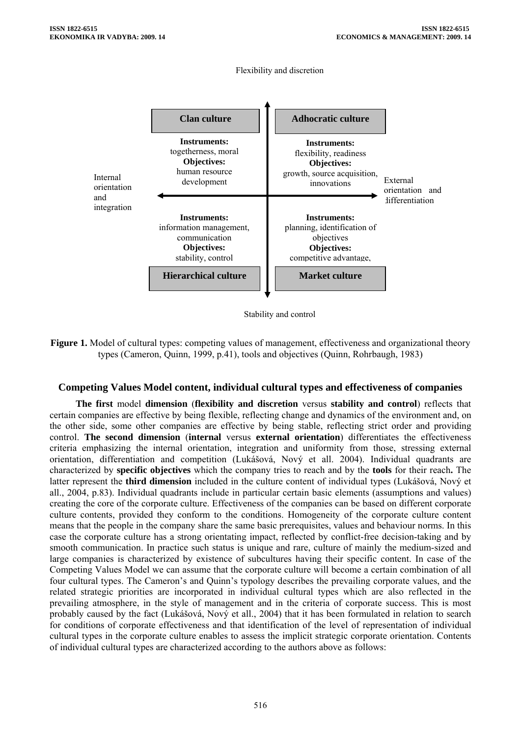Flexibility and discretion

| Internal orientation and integration | **Clan culture** | **Adhocratic culture** | External orientation and differentiation |
|---|---|---|---|
| | **Instruments:** togetherness, moral **Objectives:** human resource development | **Instruments:** flexibility, readiness **Objectives:** growth, source acquisition, innovations | |
| | **Instruments:** information management, communication **Objectives:** stability, control | **Instruments:** planning, identification of objectives **Objectives:** competitive advantage, | |
| | **Hierarchical culture** | **Market culture** | |

Stability and control

**Figure 1.** Model of cultural types: competing values of management, effectiveness and organizational theory types (Cameron, Quinn, 1999, p.41), tools and objectives (Quinn, Rohrbaugh, 1983)

## Competing Values Model content, individual cultural types and effectiveness of companies

**The first** model **dimension** (**flexibility and discretion** versus **stability and control**) reflects that certain companies are effective by being flexible, reflecting change and dynamics of the environment and, on the other side, some other companies are effective by being stable, reflecting strict order and providing control. **The second dimension** (**internal** versus **external orientation**) differentiates the effectiveness criteria emphasizing the internal orientation, integration and uniformity from those, stressing external orientation, differentiation and competition (Lukášová, Nový et all. 2004). Individual quadrants are characterized by **specific objectives** which the company tries to reach and by the **tools** for their reach**.** The latter represent the **third dimension** included in the culture content of individual types (Lukášová, Nový et all., 2004, p.83). Individual quadrants include in particular certain basic elements (assumptions and values) creating the core of the corporate culture. Effectiveness of the companies can be based on different corporate culture contents, provided they conform to the conditions. Homogeneity of the corporate culture content means that the people in the company share the same basic prerequisites, values and behaviour norms. In this case the corporate culture has a strong orientating impact, reflected by conflict-free decision-taking and by smooth communication. In practice such status is unique and rare, culture of mainly the medium-sized and large companies is characterized by existence of subcultures having their specific content. In case of the Competing Values Model we can assume that the corporate culture will become a certain combination of all four cultural types. The Cameron's and Quinn's typology describes the prevailing corporate values, and the related strategic priorities are incorporated in individual cultural types which are also reflected in the prevailing atmosphere, in the style of management and in the criteria of corporate success. This is most probably caused by the fact (Lukášová, Nový et all., 2004) that it has been formulated in relation to search for conditions of corporate effectiveness and that identification of the level of representation of individual cultural types in the corporate culture enables to assess the implicit strategic corporate orientation. Contents of individual cultural types are characterized according to the authors above as follows: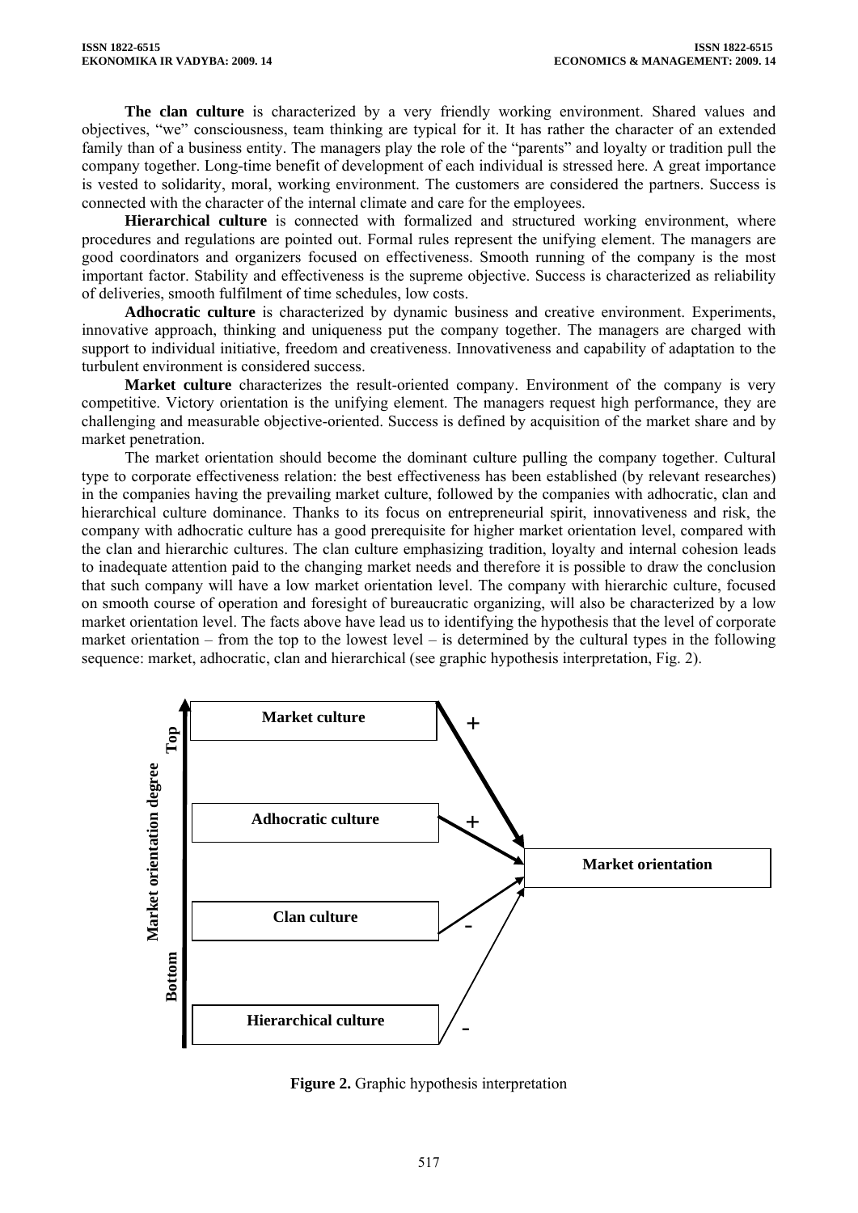**The clan culture** is characterized by a very friendly working environment. Shared values and objectives, "we" consciousness, team thinking are typical for it. It has rather the character of an extended family than of a business entity. The managers play the role of the "parents" and loyalty or tradition pull the company together. Long-time benefit of development of each individual is stressed here. A great importance is vested to solidarity, moral, working environment. The customers are considered the partners. Success is connected with the character of the internal climate and care for the employees.

**Hierarchical culture** is connected with formalized and structured working environment, where procedures and regulations are pointed out. Formal rules represent the unifying element. The managers are good coordinators and organizers focused on effectiveness. Smooth running of the company is the most important factor. Stability and effectiveness is the supreme objective. Success is characterized as reliability of deliveries, smooth fulfilment of time schedules, low costs.

**Adhocratic culture** is characterized by dynamic business and creative environment. Experiments, innovative approach, thinking and uniqueness put the company together. The managers are charged with support to individual initiative, freedom and creativeness. Innovativeness and capability of adaptation to the turbulent environment is considered success.

**Market culture** characterizes the result-oriented company. Environment of the company is very competitive. Victory orientation is the unifying element. The managers request high performance, they are challenging and measurable objective-oriented. Success is defined by acquisition of the market share and by market penetration.

The market orientation should become the dominant culture pulling the company together. Cultural type to corporate effectiveness relation: the best effectiveness has been established (by relevant researches) in the companies having the prevailing market culture, followed by the companies with adhocratic, clan and hierarchical culture dominance. Thanks to its focus on entrepreneurial spirit, innovativeness and risk, the company with adhocratic culture has a good prerequisite for higher market orientation level, compared with the clan and hierarchic cultures. The clan culture emphasizing tradition, loyalty and internal cohesion leads to inadequate attention paid to the changing market needs and therefore it is possible to draw the conclusion that such company will have a low market orientation level. The company with hierarchic culture, focused on smooth course of operation and foresight of bureaucratic organizing, will also be characterized by a low market orientation level. The facts above have lead us to identifying the hypothesis that the level of corporate market orientation – from the top to the lowest level – is determined by the cultural types in the following sequence: market, adhocratic, clan and hierarchical (see graphic hypothesis interpretation, Fig. 2).

**Figure 2.** Graphic hypothesis interpretation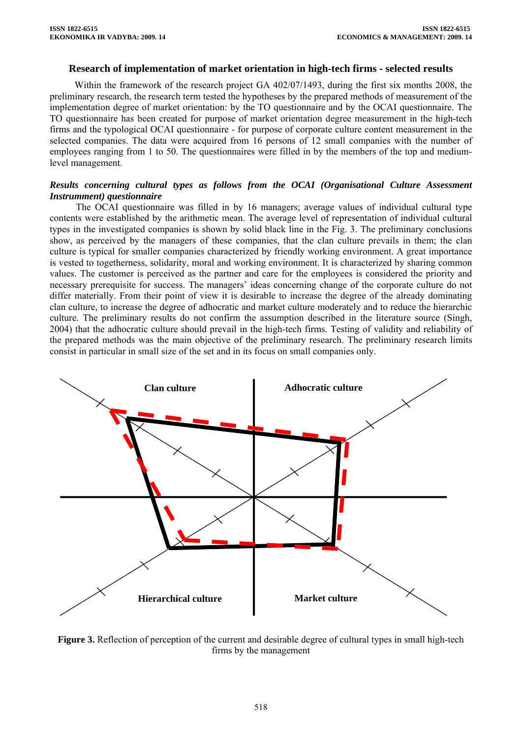### Research of implementation of market orientation in high-tech firms - selected results

Within the framework of the research project GA 402/07/1493, during the first six months 2008, the preliminary research, the research term tested the hypotheses by the prepared methods of measurement of the implementation degree of market orientation: by the TO questionnaire and by the OCAI questionnaire. The TO questionnaire has been created for purpose of market orientation degree measurement in the high-tech firms and the typological OCAI questionnaire - for purpose of corporate culture content measurement in the selected companies. The data were acquired from 16 persons of 12 small companies with the number of employees ranging from 1 to 50. The questionnaires were filled in by the members of the top and medium-level management.

***Results concerning cultural types as follows from the OCAI (Organisational Culture Assessment Instrumment) questionnaire***

The OCAI questionnaire was filled in by 16 managers; average values of individual cultural type contents were established by the arithmetic mean. The average level of representation of individual cultural types in the investigated companies is shown by solid black line in the Fig. 3. The preliminary conclusions show, as perceived by the managers of these companies, that the clan culture prevails in them; the clan culture is typical for smaller companies characterized by friendly working environment. A great importance is vested to togetherness, solidarity, moral and working environment. It is characterized by sharing common values. The customer is perceived as the partner and care for the employees is considered the priority and necessary prerequisite for success. The managers' ideas concerning change of the corporate culture do not differ materially. From their point of view it is desirable to increase the degree of the already dominating clan culture, to increase the degree of adhocratic and market culture moderately and to reduce the hierarchic culture. The preliminary results do not confirm the assumption described in the literature source (Singh, 2004) that the adhocratic culture should prevail in the high-tech firms. Testing of validity and reliability of the prepared methods was the main objective of the preliminary research. The preliminary research limits consist in particular in small size of the set and in its focus on small companies only.

Clan culture | Adhocratic culture | Hierarchical culture | Market culture

**Figure 3.** Reflection of perception of the current and desirable degree of cultural types in small high-tech firms by the management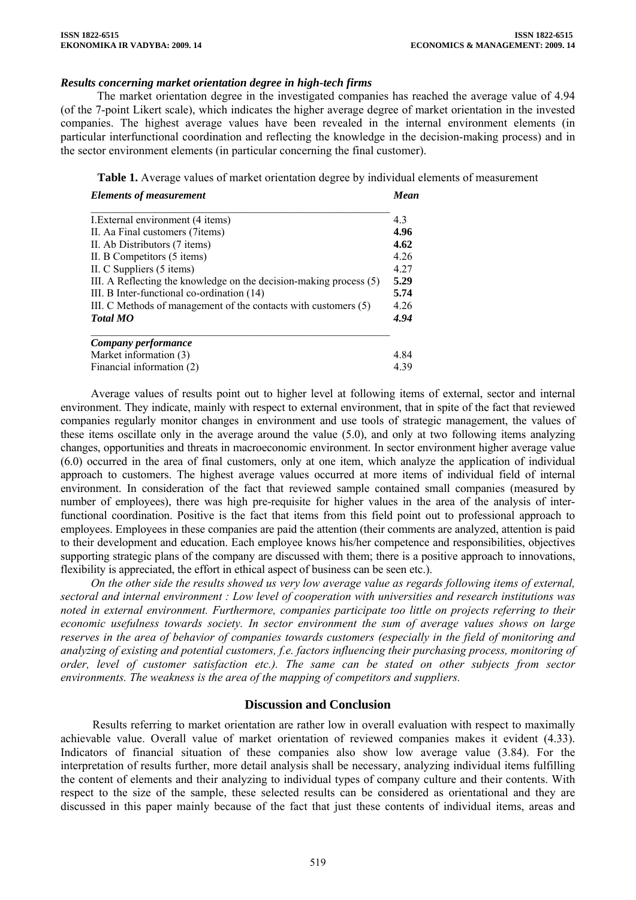### *Results concerning market orientation degree in high-tech firms*

The market orientation degree in the investigated companies has reached the average value of 4.94 (of the 7-point Likert scale), which indicates the higher average degree of market orientation in the invested companies. The highest average values have been revealed in the internal environment elements (in particular interfunctional coordination and reflecting the knowledge in the decision-making process) and in the sector environment elements (in particular concerning the final customer).

**Table 1.** Average values of market orientation degree by individual elements of measurement

| *Elements of measurement* | *Mean* |
|---|---|
| I.External environment (4 items) | 4.3 |
| II. Aa Final customers (7items) | **4.96** |
| II. Ab Distributors (7 items) | **4.62** |
| II. B Competitors (5 items) | 4.26 |
| II. C Suppliers (5 items) | 4.27 |
| III. A Reflecting the knowledge on the decision-making process (5) | **5.29** |
| III. B Inter-functional co-ordination (14) | **5.74** |
| III. C Methods of management of the contacts with customers (5) | 4.26 |
| ***Total MO*** | ***4.94*** |
| ***Company performance*** | |
| Market information (3) | 4.84 |
| Financial information (2) | 4.39 |

Average values of results point out to higher level at following items of external, sector and internal environment. They indicate, mainly with respect to external environment, that in spite of the fact that reviewed companies regularly monitor changes in environment and use tools of strategic management, the values of these items oscillate only in the average around the value (5.0), and only at two following items analyzing changes, opportunities and threats in macroeconomic environment. In sector environment higher average value (6.0) occurred in the area of final customers, only at one item, which analyze the application of individual approach to customers. The highest average values occurred at more items of individual field of internal environment. In consideration of the fact that reviewed sample contained small companies (measured by number of employees), there was high pre-requisite for higher values in the area of the analysis of inter-functional coordination. Positive is the fact that items from this field point out to professional approach to employees. Employees in these companies are paid the attention (their comments are analyzed, attention is paid to their development and education. Each employee knows his/her competence and responsibilities, objectives supporting strategic plans of the company are discussed with them; there is a positive approach to innovations, flexibility is appreciated, the effort in ethical aspect of business can be seen etc.).

*On the other side the results showed us very low average value as regards following items of external, sectoral and internal environment : Low level of cooperation with universities and research institutions was noted in external environment. Furthermore, companies participate too little on projects referring to their economic usefulness towards society. In sector environment the sum of average values shows on large reserves in the area of behavior of companies towards customers (especially in the field of monitoring and analyzing of existing and potential customers, f.e. factors influencing their purchasing process, monitoring of order, level of customer satisfaction etc.). The same can be stated on other subjects from sector environments. The weakness is the area of the mapping of competitors and suppliers.*

## Discussion and Conclusion

Results referring to market orientation are rather low in overall evaluation with respect to maximally achievable value. Overall value of market orientation of reviewed companies makes it evident (4.33). Indicators of financial situation of these companies also show low average value (3.84). For the interpretation of results further, more detail analysis shall be necessary, analyzing individual items fulfilling the content of elements and their analyzing to individual types of company culture and their contents. With respect to the size of the sample, these selected results can be considered as orientational and they are discussed in this paper mainly because of the fact that just these contents of individual items, areas and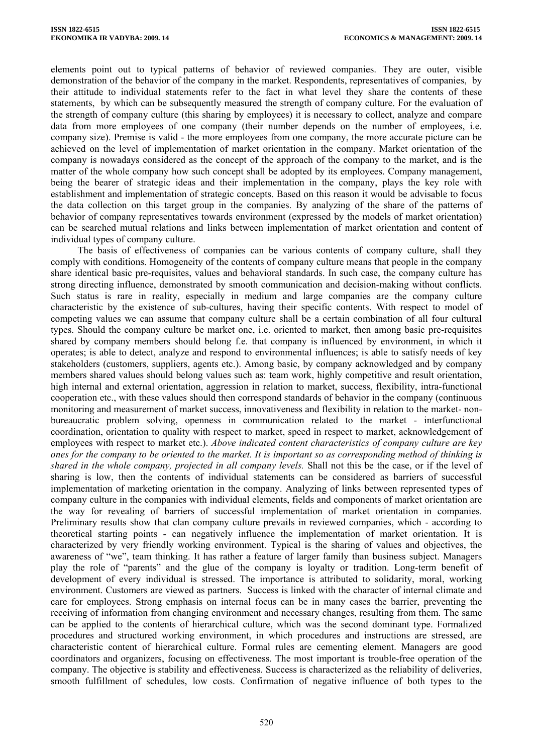elements point out to typical patterns of behavior of reviewed companies. They are outer, visible demonstration of the behavior of the company in the market. Respondents, representatives of companies, by their attitude to individual statements refer to the fact in what level they share the contents of these statements, by which can be subsequently measured the strength of company culture. For the evaluation of the strength of company culture (this sharing by employees) it is necessary to collect, analyze and compare data from more employees of one company (their number depends on the number of employees, i.e. company size). Premise is valid - the more employees from one company, the more accurate picture can be achieved on the level of implementation of market orientation in the company. Market orientation of the company is nowadays considered as the concept of the approach of the company to the market, and is the matter of the whole company how such concept shall be adopted by its employees. Company management, being the bearer of strategic ideas and their implementation in the company, plays the key role with establishment and implementation of strategic concepts. Based on this reason it would be advisable to focus the data collection on this target group in the companies. By analyzing of the share of the patterns of behavior of company representatives towards environment (expressed by the models of market orientation) can be searched mutual relations and links between implementation of market orientation and content of individual types of company culture.

The basis of effectiveness of companies can be various contents of company culture, shall they comply with conditions. Homogeneity of the contents of company culture means that people in the company share identical basic pre-requisites, values and behavioral standards. In such case, the company culture has strong directing influence, demonstrated by smooth communication and decision-making without conflicts. Such status is rare in reality, especially in medium and large companies are the company culture characteristic by the existence of sub-cultures, having their specific contents. With respect to model of competing values we can assume that company culture shall be a certain combination of all four cultural types. Should the company culture be market one, i.e. oriented to market, then among basic pre-requisites shared by company members should belong f.e. that company is influenced by environment, in which it operates; is able to detect, analyze and respond to environmental influences; is able to satisfy needs of key stakeholders (customers, suppliers, agents etc.). Among basic, by company acknowledged and by company members shared values should belong values such as: team work, highly competitive and result orientation, high internal and external orientation, aggression in relation to market, success, flexibility, intra-functional cooperation etc., with these values should then correspond standards of behavior in the company (continuous monitoring and measurement of market success, innovativeness and flexibility in relation to the market- non-bureaucratic problem solving, openness in communication related to the market - interfunctional coordination, orientation to quality with respect to market, speed in respect to market, acknowledgement of employees with respect to market etc.). *Above indicated content characteristics of company culture are key ones for the company to be oriented to the market. It is important so as corresponding method of thinking is shared in the whole company, projected in all company levels.* Shall not this be the case, or if the level of sharing is low, then the contents of individual statements can be considered as barriers of successful implementation of marketing orientation in the company. Analyzing of links between represented types of company culture in the companies with individual elements, fields and components of market orientation are the way for revealing of barriers of successful implementation of market orientation in companies. Preliminary results show that clan company culture prevails in reviewed companies, which - according to theoretical starting points - can negatively influence the implementation of market orientation. It is characterized by very friendly working environment. Typical is the sharing of values and objectives, the awareness of "we", team thinking. It has rather a feature of larger family than business subject. Managers play the role of "parents" and the glue of the company is loyalty or tradition. Long-term benefit of development of every individual is stressed. The importance is attributed to solidarity, moral, working environment. Customers are viewed as partners. Success is linked with the character of internal climate and care for employees. Strong emphasis on internal focus can be in many cases the barrier, preventing the receiving of information from changing environment and necessary changes, resulting from them. The same can be applied to the contents of hierarchical culture, which was the second dominant type. Formalized procedures and structured working environment, in which procedures and instructions are stressed, are characteristic content of hierarchical culture. Formal rules are cementing element. Managers are good coordinators and organizers, focusing on effectiveness. The most important is trouble-free operation of the company. The objective is stability and effectiveness. Success is characterized as the reliability of deliveries, smooth fulfillment of schedules, low costs. Confirmation of negative influence of both types to the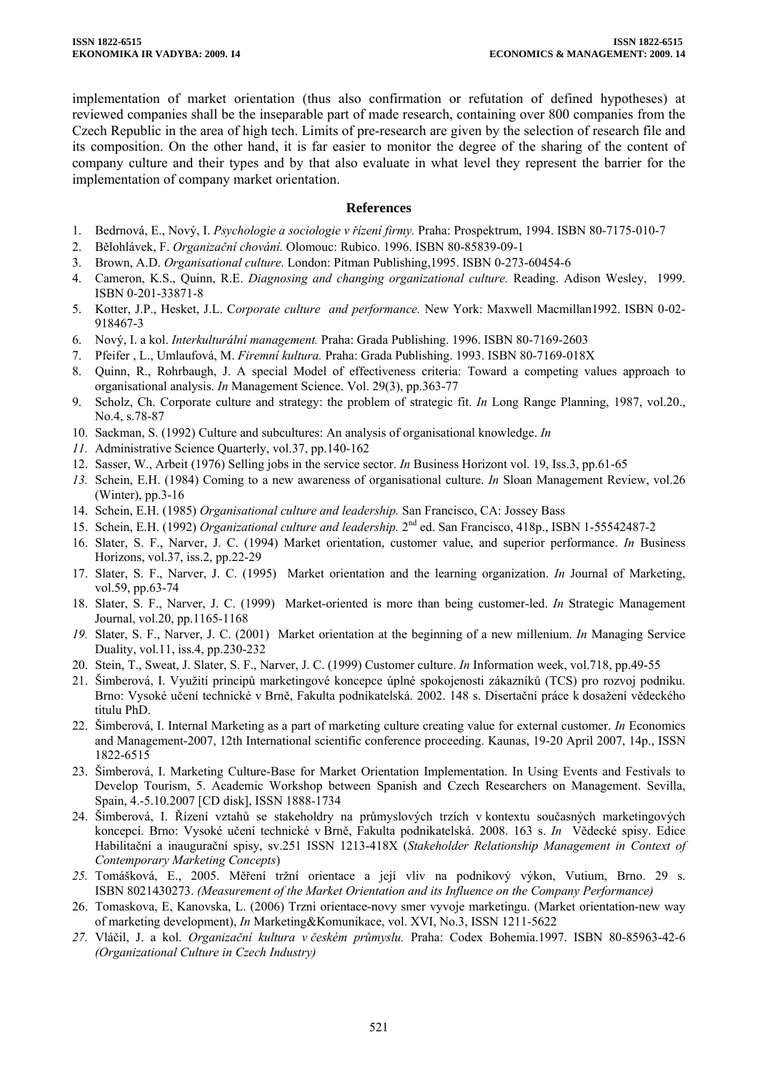implementation of market orientation (thus also confirmation or refutation of defined hypotheses) at reviewed companies shall be the inseparable part of made research, containing over 800 companies from the Czech Republic in the area of high tech. Limits of pre-research are given by the selection of research file and its composition. On the other hand, it is far easier to monitor the degree of the sharing of the content of company culture and their types and by that also evaluate in what level they represent the barrier for the implementation of company market orientation.

## References

1. Bedrnová, E., Nový, I. *Psychologie a sociologie v řízení firmy.* Praha: Prospektrum, 1994. ISBN 80-7175-010-7
2. Bělohlávek, F. *Organizační chování.* Olomouc: Rubico. 1996. ISBN 80-85839-09-1
3. Brown, A.D. *Organisational culture*. London: Pitman Publishing,1995. ISBN 0-273-60454-6
4. Cameron, K.S., Quinn, R.E. *Diagnosing and changing organizational culture.* Reading. Adison Wesley, 1999. ISBN 0-201-33871-8
5. Kotter, J.P., Hesket, J.L. C*orporate culture and performance.* New York: Maxwell Macmillan1992. ISBN 0-02-918467-3
6. Nový, I. a kol. *Interkulturální management.* Praha: Grada Publishing. 1996. ISBN 80-7169-2603
7. Pfeifer , L., Umlaufová, M. *Firemní kultura.* Praha: Grada Publishing. 1993. ISBN 80-7169-018X
8. Quinn, R., Rohrbaugh, J. A special Model of effectiveness criteria: Toward a competing values approach to organisational analysis. *In* Management Science. Vol. 29(3), pp.363-77
9. Scholz, Ch. Corporate culture and strategy: the problem of strategic fit. *In* Long Range Planning, 1987, vol.20., No.4, s.78-87
10. Sackman, S. (1992) Culture and subcultures: An analysis of organisational knowledge. *In*
11. Administrative Science Quarterly, vol.37, pp.140-162
12. Sasser, W., Arbeit (1976) Selling jobs in the service sector. *In* Business Horizont vol. 19, Iss.3, pp.61-65
13. Schein, E.H. (1984) Coming to a new awareness of organisational culture. *In* Sloan Management Review, vol.26 (Winter), pp.3-16
14. Schein, E.H. (1985) *Organisational culture and leadership.* San Francisco, CA: Jossey Bass
15. Schein, E.H. (1992) *Organizational culture and leadership.* 2nd ed. San Francisco, 418p., ISBN 1-55542487-2
16. Slater, S. F., Narver, J. C. (1994) Market orientation, customer value, and superior performance. *In* Business Horizons, vol.37, iss.2, pp.22-29
17. Slater, S. F., Narver, J. C. (1995) Market orientation and the learning organization. *In* Journal of Marketing, vol.59, pp.63-74
18. Slater, S. F., Narver, J. C. (1999) Market-oriented is more than being customer-led. *In* Strategic Management Journal, vol.20, pp.1165-1168
19. Slater, S. F., Narver, J. C. (2001) Market orientation at the beginning of a new millenium. *In* Managing Service Duality, vol.11, iss.4, pp.230-232
20. Stein, T., Sweat, J. Slater, S. F., Narver, J. C. (1999) Customer culture. *In* Information week, vol.718, pp.49-55
21. Šimberová, I. Využití principů marketingové koncepce úplné spokojenosti zákazníků (TCS) pro rozvoj podniku. Brno: Vysoké učení technické v Brně, Fakulta podnikatelská. 2002. 148 s. Disertační práce k dosažení vědeckého titulu PhD.
22. Šimberová, I. Internal Marketing as a part of marketing culture creating value for external customer. *In* Economics and Management-2007, 12th International scientific conference proceeding. Kaunas, 19-20 April 2007, 14p., ISSN 1822-6515
23. Šimberová, I. Marketing Culture-Base for Market Orientation Implementation. In Using Events and Festivals to Develop Tourism, 5. Academic Workshop between Spanish and Czech Researchers on Management. Sevilla, Spain, 4.-5.10.2007 [CD disk], ISSN 1888-1734
24. Šimberová, I. Řízení vztahů se stakeholdry na průmyslových trzích v kontextu současných marketingových koncepcí. Brno: Vysoké učení technické v Brně, Fakulta podnikatelská. 2008. 163 s. *In* Vědecké spisy. Edice Habilitační a inaugurační spisy, sv.251 ISSN 1213-418X (*Stakeholder Relationship Management in Context of Contemporary Marketing Concepts*)
25. Tomášková, E., 2005. Měření tržní orientace a její vliv na podnikový výkon, Vutium, Brno. 29 s. ISBN 8021430273. *(Measurement of the Market Orientation and its Influence on the Company Performance)*
26. Tomaskova, E, Kanovska, L. (2006) Trzni orientace-novy smer vyvoje marketingu. (Market orientation-new way of marketing development), *In* Marketing&Komunikace, vol. XVI, No.3, ISSN 1211-5622
27. Vláčil, J. a kol. *Organizační kultura v českém průmyslu.* Praha: Codex Bohemia.1997. ISBN 80-85963-42-6 *(Organizational Culture in Czech Industry)*